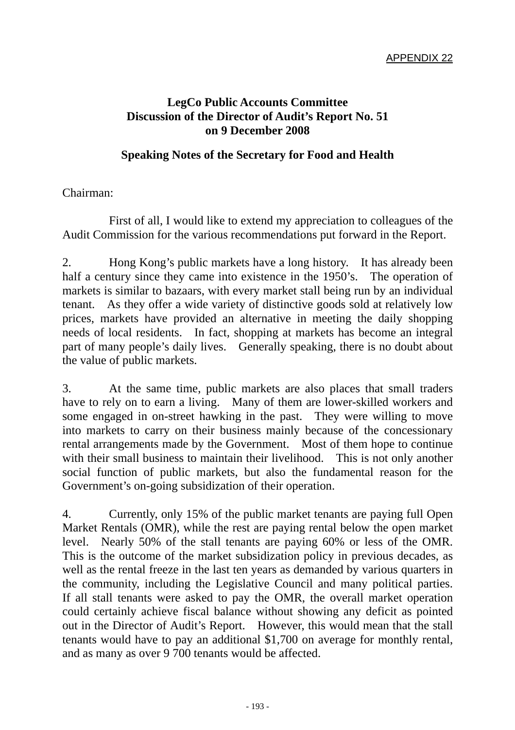APPENDIX 22

**LegCo Public Accounts Committee**
**Discussion of the Director of Audit's Report No. 51**
**on 9 December 2008**

**Speaking Notes of the Secretary for Food and Health**

Chairman:

First of all, I would like to extend my appreciation to colleagues of the Audit Commission for the various recommendations put forward in the Report.

2. Hong Kong's public markets have a long history. It has already been half a century since they came into existence in the 1950's. The operation of markets is similar to bazaars, with every market stall being run by an individual tenant. As they offer a wide variety of distinctive goods sold at relatively low prices, markets have provided an alternative in meeting the daily shopping needs of local residents. In fact, shopping at markets has become an integral part of many people's daily lives. Generally speaking, there is no doubt about the value of public markets.

3. At the same time, public markets are also places that small traders have to rely on to earn a living. Many of them are lower-skilled workers and some engaged in on-street hawking in the past. They were willing to move into markets to carry on their business mainly because of the concessionary rental arrangements made by the Government. Most of them hope to continue with their small business to maintain their livelihood. This is not only another social function of public markets, but also the fundamental reason for the Government's on-going subsidization of their operation.

4. Currently, only 15% of the public market tenants are paying full Open Market Rentals (OMR), while the rest are paying rental below the open market level. Nearly 50% of the stall tenants are paying 60% or less of the OMR. This is the outcome of the market subsidization policy in previous decades, as well as the rental freeze in the last ten years as demanded by various quarters in the community, including the Legislative Council and many political parties. If all stall tenants were asked to pay the OMR, the overall market operation could certainly achieve fiscal balance without showing any deficit as pointed out in the Director of Audit's Report. However, this would mean that the stall tenants would have to pay an additional $1,700 on average for monthly rental, and as many as over 9 700 tenants would be affected.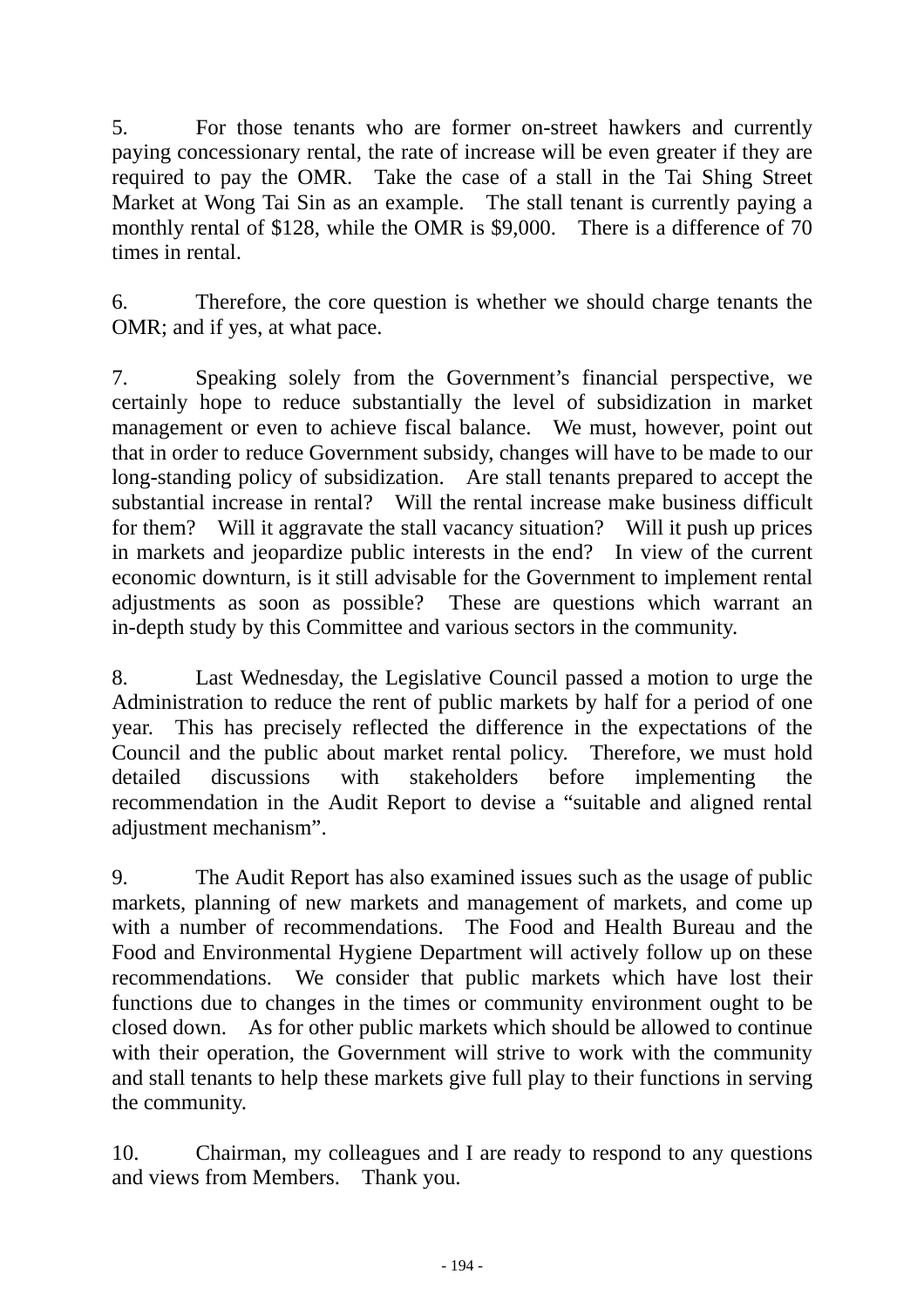5. For those tenants who are former on-street hawkers and currently paying concessionary rental, the rate of increase will be even greater if they are required to pay the OMR. Take the case of a stall in the Tai Shing Street Market at Wong Tai Sin as an example. The stall tenant is currently paying a monthly rental of $128, while the OMR is $9,000. There is a difference of 70 times in rental.

6. Therefore, the core question is whether we should charge tenants the OMR; and if yes, at what pace.

7. Speaking solely from the Government's financial perspective, we certainly hope to reduce substantially the level of subsidization in market management or even to achieve fiscal balance. We must, however, point out that in order to reduce Government subsidy, changes will have to be made to our long-standing policy of subsidization. Are stall tenants prepared to accept the substantial increase in rental? Will the rental increase make business difficult for them? Will it aggravate the stall vacancy situation? Will it push up prices in markets and jeopardize public interests in the end? In view of the current economic downturn, is it still advisable for the Government to implement rental adjustments as soon as possible? These are questions which warrant an in-depth study by this Committee and various sectors in the community.

8. Last Wednesday, the Legislative Council passed a motion to urge the Administration to reduce the rent of public markets by half for a period of one year. This has precisely reflected the difference in the expectations of the Council and the public about market rental policy. Therefore, we must hold detailed discussions with stakeholders before implementing the recommendation in the Audit Report to devise a "suitable and aligned rental adjustment mechanism".

9. The Audit Report has also examined issues such as the usage of public markets, planning of new markets and management of markets, and come up with a number of recommendations. The Food and Health Bureau and the Food and Environmental Hygiene Department will actively follow up on these recommendations. We consider that public markets which have lost their functions due to changes in the times or community environment ought to be closed down. As for other public markets which should be allowed to continue with their operation, the Government will strive to work with the community and stall tenants to help these markets give full play to their functions in serving the community.

10. Chairman, my colleagues and I are ready to respond to any questions and views from Members. Thank you.